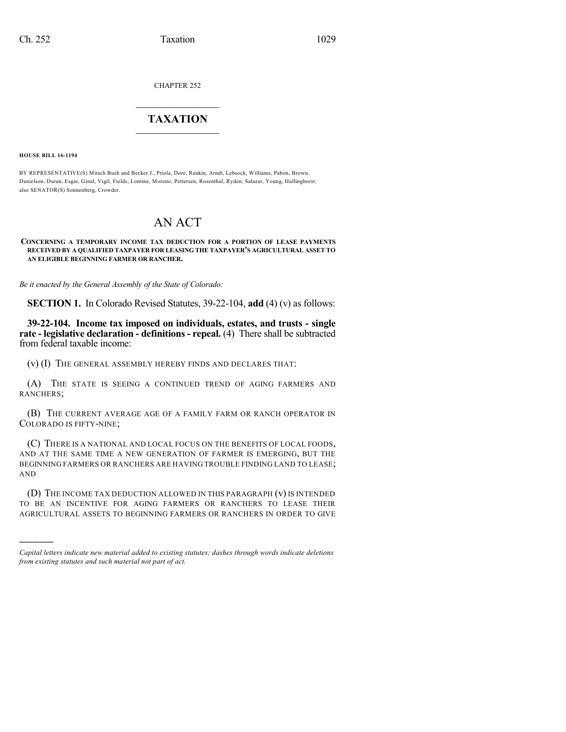CHAPTER 252

## TAXATION

**HOUSE BILL 16-1194**

BY REPRESENTATIVE(S) Mitsch Bush and Becker J., Priola, Dore, Rankin, Arndt, Lebsock, Williams, Pabon, Brown, Danielson, Duran, Esgar, Ginal, Vigil, Fields, Lontine, Moreno, Pettersen, Rosenthal, Ryden, Salazar, Young, Hullinghorst; also SENATOR(S) Sonnenberg, Crowder.

# AN ACT

**CONCERNING A TEMPORARY INCOME TAX DEDUCTION FOR A PORTION OF LEASE PAYMENTS RECEIVED BY A QUALIFIED TAXPAYER FOR LEASING THE TAXPAYER'S AGRICULTURAL ASSET TO AN ELIGIBLE BEGINNING FARMER OR RANCHER.**

*Be it enacted by the General Assembly of the State of Colorado:*

**SECTION 1.** In Colorado Revised Statutes, 39-22-104, **add** (4) (v) as follows:

**39-22-104. Income tax imposed on individuals, estates, and trusts - single rate - legislative declaration - definitions - repeal.** (4) There shall be subtracted from federal taxable income:

(v) (I) THE GENERAL ASSEMBLY HEREBY FINDS AND DECLARES THAT:

(A) THE STATE IS SEEING A CONTINUED TREND OF AGING FARMERS AND RANCHERS;

(B) THE CURRENT AVERAGE AGE OF A FAMILY FARM OR RANCH OPERATOR IN COLORADO IS FIFTY-NINE;

(C) THERE IS A NATIONAL AND LOCAL FOCUS ON THE BENEFITS OF LOCAL FOODS, AND AT THE SAME TIME A NEW GENERATION OF FARMER IS EMERGING, BUT THE BEGINNING FARMERS OR RANCHERS ARE HAVING TROUBLE FINDING LAND TO LEASE; AND

(D) THE INCOME TAX DEDUCTION ALLOWED IN THIS PARAGRAPH (v) IS INTENDED TO BE AN INCENTIVE FOR AGING FARMERS OR RANCHERS TO LEASE THEIR AGRICULTURAL ASSETS TO BEGINNING FARMERS OR RANCHERS IN ORDER TO GIVE

---

*Capital letters indicate new material added to existing statutes; dashes through words indicate deletions from existing statutes and such material not part of act.*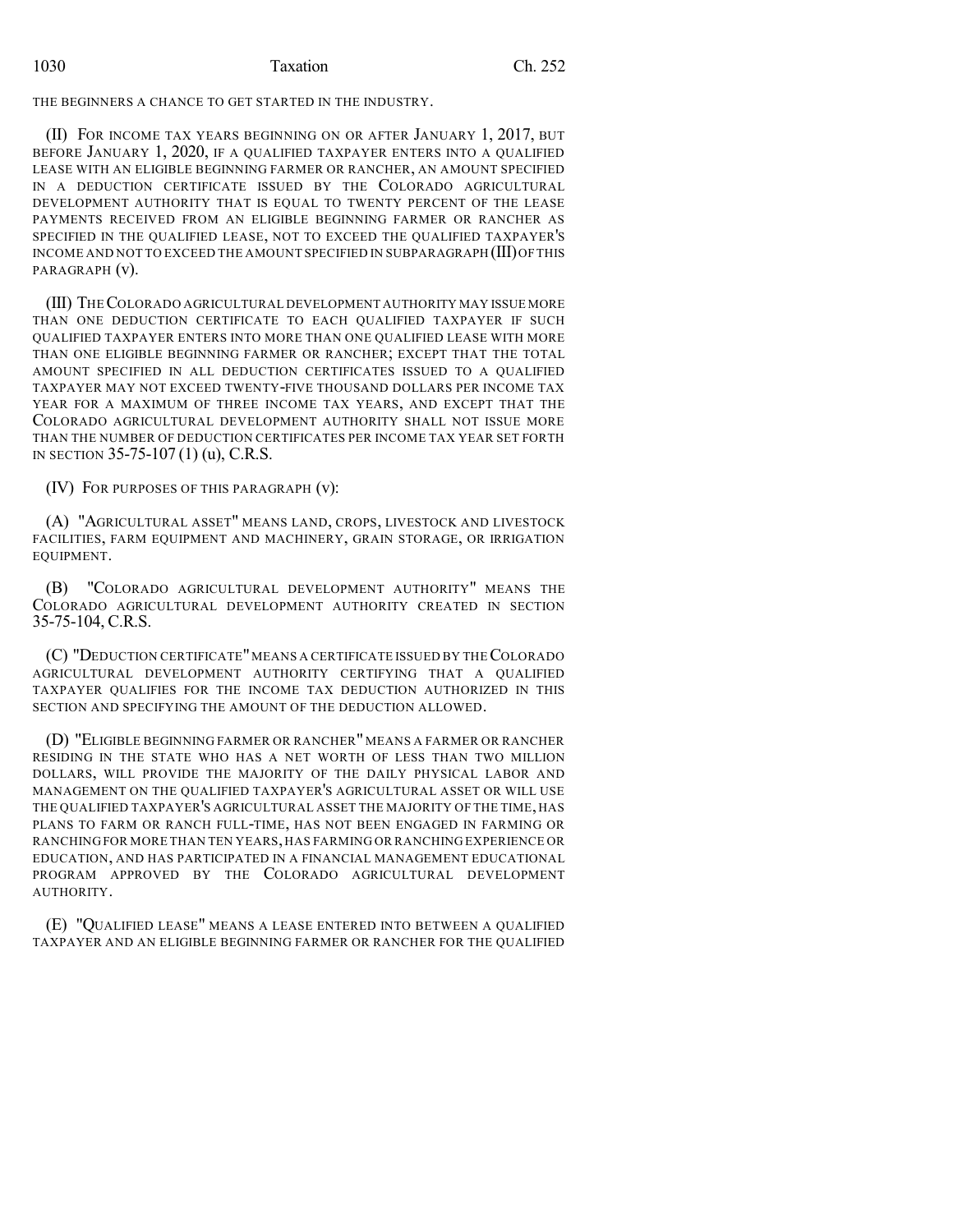THE BEGINNERS A CHANCE TO GET STARTED IN THE INDUSTRY.

(II) FOR INCOME TAX YEARS BEGINNING ON OR AFTER JANUARY 1, 2017, BUT BEFORE JANUARY 1, 2020, IF A QUALIFIED TAXPAYER ENTERS INTO A QUALIFIED LEASE WITH AN ELIGIBLE BEGINNING FARMER OR RANCHER, AN AMOUNT SPECIFIED IN A DEDUCTION CERTIFICATE ISSUED BY THE COLORADO AGRICULTURAL DEVELOPMENT AUTHORITY THAT IS EQUAL TO TWENTY PERCENT OF THE LEASE PAYMENTS RECEIVED FROM AN ELIGIBLE BEGINNING FARMER OR RANCHER AS SPECIFIED IN THE QUALIFIED LEASE, NOT TO EXCEED THE QUALIFIED TAXPAYER'S INCOME AND NOT TO EXCEED THE AMOUNT SPECIFIED IN SUBPARAGRAPH (III) OF THIS PARAGRAPH (v).

(III) THE COLORADO AGRICULTURAL DEVELOPMENT AUTHORITY MAY ISSUE MORE THAN ONE DEDUCTION CERTIFICATE TO EACH QUALIFIED TAXPAYER IF SUCH QUALIFIED TAXPAYER ENTERS INTO MORE THAN ONE QUALIFIED LEASE WITH MORE THAN ONE ELIGIBLE BEGINNING FARMER OR RANCHER; EXCEPT THAT THE TOTAL AMOUNT SPECIFIED IN ALL DEDUCTION CERTIFICATES ISSUED TO A QUALIFIED TAXPAYER MAY NOT EXCEED TWENTY-FIVE THOUSAND DOLLARS PER INCOME TAX YEAR FOR A MAXIMUM OF THREE INCOME TAX YEARS, AND EXCEPT THAT THE COLORADO AGRICULTURAL DEVELOPMENT AUTHORITY SHALL NOT ISSUE MORE THAN THE NUMBER OF DEDUCTION CERTIFICATES PER INCOME TAX YEAR SET FORTH IN SECTION 35-75-107 (1) (u), C.R.S.

(IV) FOR PURPOSES OF THIS PARAGRAPH (v):

(A) "AGRICULTURAL ASSET" MEANS LAND, CROPS, LIVESTOCK AND LIVESTOCK FACILITIES, FARM EQUIPMENT AND MACHINERY, GRAIN STORAGE, OR IRRIGATION EQUIPMENT.

(B) "COLORADO AGRICULTURAL DEVELOPMENT AUTHORITY" MEANS THE COLORADO AGRICULTURAL DEVELOPMENT AUTHORITY CREATED IN SECTION 35-75-104, C.R.S.

(C) "DEDUCTION CERTIFICATE" MEANS A CERTIFICATE ISSUED BY THE COLORADO AGRICULTURAL DEVELOPMENT AUTHORITY CERTIFYING THAT A QUALIFIED TAXPAYER QUALIFIES FOR THE INCOME TAX DEDUCTION AUTHORIZED IN THIS SECTION AND SPECIFYING THE AMOUNT OF THE DEDUCTION ALLOWED.

(D) "ELIGIBLE BEGINNING FARMER OR RANCHER" MEANS A FARMER OR RANCHER RESIDING IN THE STATE WHO HAS A NET WORTH OF LESS THAN TWO MILLION DOLLARS, WILL PROVIDE THE MAJORITY OF THE DAILY PHYSICAL LABOR AND MANAGEMENT ON THE QUALIFIED TAXPAYER'S AGRICULTURAL ASSET OR WILL USE THE QUALIFIED TAXPAYER'S AGRICULTURAL ASSET THE MAJORITY OF THE TIME, HAS PLANS TO FARM OR RANCH FULL-TIME, HAS NOT BEEN ENGAGED IN FARMING OR RANCHING FOR MORE THAN TEN YEARS, HAS FARMING OR RANCHING EXPERIENCE OR EDUCATION, AND HAS PARTICIPATED IN A FINANCIAL MANAGEMENT EDUCATIONAL PROGRAM APPROVED BY THE COLORADO AGRICULTURAL DEVELOPMENT AUTHORITY.

(E) "QUALIFIED LEASE" MEANS A LEASE ENTERED INTO BETWEEN A QUALIFIED TAXPAYER AND AN ELIGIBLE BEGINNING FARMER OR RANCHER FOR THE QUALIFIED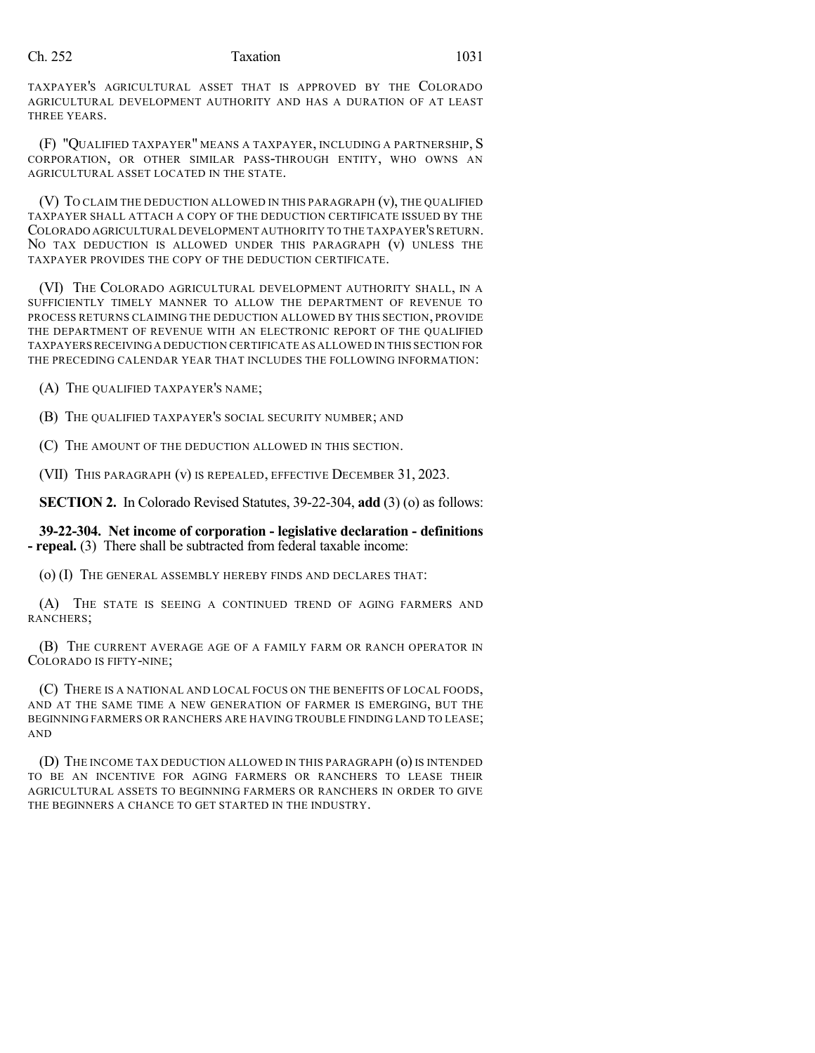TAXPAYER'S AGRICULTURAL ASSET THAT IS APPROVED BY THE COLORADO AGRICULTURAL DEVELOPMENT AUTHORITY AND HAS A DURATION OF AT LEAST THREE YEARS.

(F) "QUALIFIED TAXPAYER" MEANS A TAXPAYER, INCLUDING A PARTNERSHIP, S CORPORATION, OR OTHER SIMILAR PASS-THROUGH ENTITY, WHO OWNS AN AGRICULTURAL ASSET LOCATED IN THE STATE.

(V) TO CLAIM THE DEDUCTION ALLOWED IN THIS PARAGRAPH (v), THE QUALIFIED TAXPAYER SHALL ATTACH A COPY OF THE DEDUCTION CERTIFICATE ISSUED BY THE COLORADO AGRICULTURAL DEVELOPMENT AUTHORITY TO THE TAXPAYER'S RETURN. NO TAX DEDUCTION IS ALLOWED UNDER THIS PARAGRAPH (v) UNLESS THE TAXPAYER PROVIDES THE COPY OF THE DEDUCTION CERTIFICATE.

(VI) THE COLORADO AGRICULTURAL DEVELOPMENT AUTHORITY SHALL, IN A SUFFICIENTLY TIMELY MANNER TO ALLOW THE DEPARTMENT OF REVENUE TO PROCESS RETURNS CLAIMING THE DEDUCTION ALLOWED BY THIS SECTION, PROVIDE THE DEPARTMENT OF REVENUE WITH AN ELECTRONIC REPORT OF THE QUALIFIED TAXPAYERS RECEIVING A DEDUCTION CERTIFICATE AS ALLOWED IN THIS SECTION FOR THE PRECEDING CALENDAR YEAR THAT INCLUDES THE FOLLOWING INFORMATION:

(A) THE QUALIFIED TAXPAYER'S NAME;

(B) THE QUALIFIED TAXPAYER'S SOCIAL SECURITY NUMBER; AND

(C) THE AMOUNT OF THE DEDUCTION ALLOWED IN THIS SECTION.

(VII) THIS PARAGRAPH (v) IS REPEALED, EFFECTIVE DECEMBER 31, 2023.

**SECTION 2.** In Colorado Revised Statutes, 39-22-304, **add** (3) (o) as follows:

**39-22-304. Net income of corporation - legislative declaration - definitions - repeal.** (3) There shall be subtracted from federal taxable income:

(o) (I) THE GENERAL ASSEMBLY HEREBY FINDS AND DECLARES THAT:

(A) THE STATE IS SEEING A CONTINUED TREND OF AGING FARMERS AND RANCHERS;

(B) THE CURRENT AVERAGE AGE OF A FAMILY FARM OR RANCH OPERATOR IN COLORADO IS FIFTY-NINE;

(C) THERE IS A NATIONAL AND LOCAL FOCUS ON THE BENEFITS OF LOCAL FOODS, AND AT THE SAME TIME A NEW GENERATION OF FARMER IS EMERGING, BUT THE BEGINNING FARMERS OR RANCHERS ARE HAVING TROUBLE FINDING LAND TO LEASE; AND

(D) THE INCOME TAX DEDUCTION ALLOWED IN THIS PARAGRAPH (o) IS INTENDED TO BE AN INCENTIVE FOR AGING FARMERS OR RANCHERS TO LEASE THEIR AGRICULTURAL ASSETS TO BEGINNING FARMERS OR RANCHERS IN ORDER TO GIVE THE BEGINNERS A CHANCE TO GET STARTED IN THE INDUSTRY.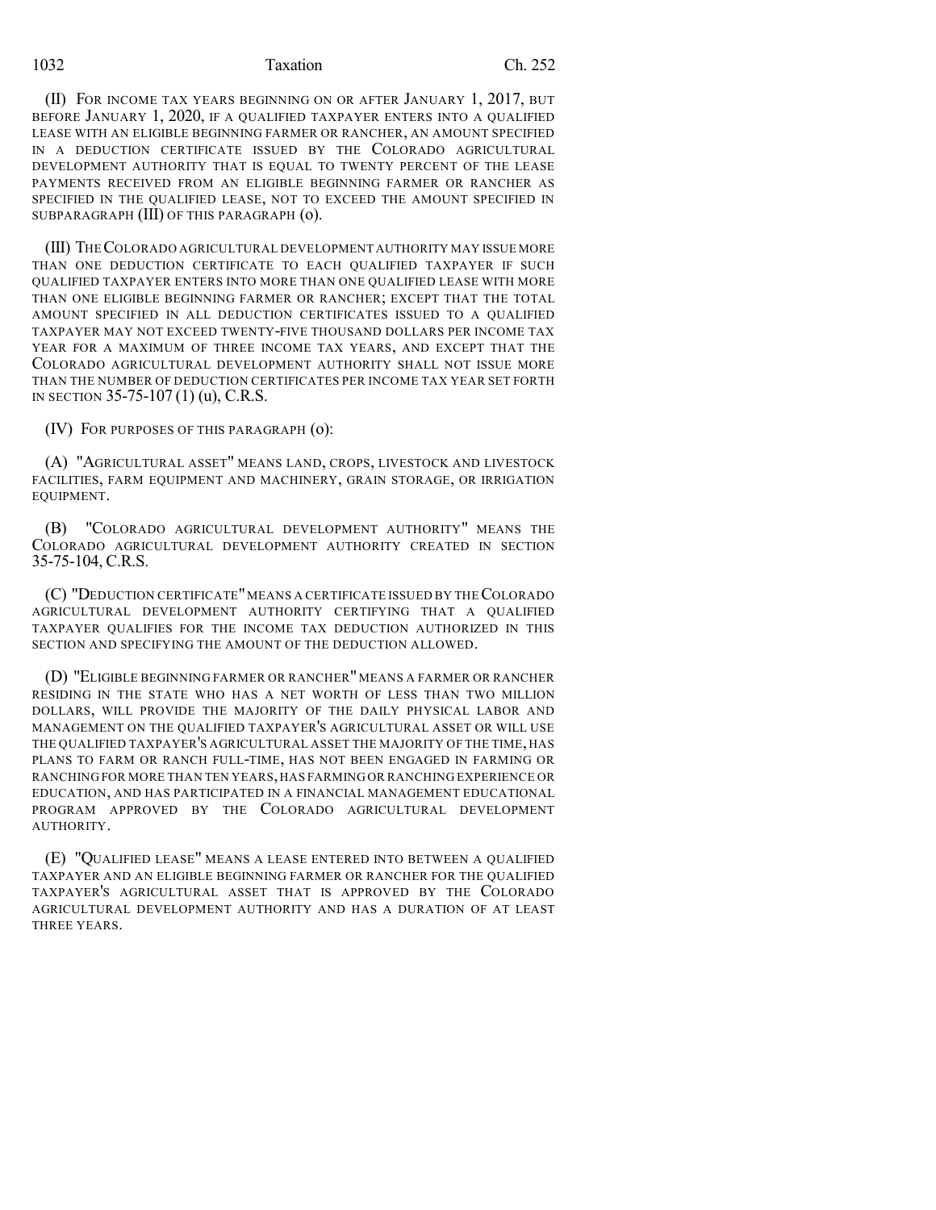(II) FOR INCOME TAX YEARS BEGINNING ON OR AFTER JANUARY 1, 2017, BUT BEFORE JANUARY 1, 2020, IF A QUALIFIED TAXPAYER ENTERS INTO A QUALIFIED LEASE WITH AN ELIGIBLE BEGINNING FARMER OR RANCHER, AN AMOUNT SPECIFIED IN A DEDUCTION CERTIFICATE ISSUED BY THE COLORADO AGRICULTURAL DEVELOPMENT AUTHORITY THAT IS EQUAL TO TWENTY PERCENT OF THE LEASE PAYMENTS RECEIVED FROM AN ELIGIBLE BEGINNING FARMER OR RANCHER AS SPECIFIED IN THE QUALIFIED LEASE, NOT TO EXCEED THE AMOUNT SPECIFIED IN SUBPARAGRAPH (III) OF THIS PARAGRAPH (o).

(III) THE COLORADO AGRICULTURAL DEVELOPMENT AUTHORITY MAY ISSUE MORE THAN ONE DEDUCTION CERTIFICATE TO EACH QUALIFIED TAXPAYER IF SUCH QUALIFIED TAXPAYER ENTERS INTO MORE THAN ONE QUALIFIED LEASE WITH MORE THAN ONE ELIGIBLE BEGINNING FARMER OR RANCHER; EXCEPT THAT THE TOTAL AMOUNT SPECIFIED IN ALL DEDUCTION CERTIFICATES ISSUED TO A QUALIFIED TAXPAYER MAY NOT EXCEED TWENTY-FIVE THOUSAND DOLLARS PER INCOME TAX YEAR FOR A MAXIMUM OF THREE INCOME TAX YEARS, AND EXCEPT THAT THE COLORADO AGRICULTURAL DEVELOPMENT AUTHORITY SHALL NOT ISSUE MORE THAN THE NUMBER OF DEDUCTION CERTIFICATES PER INCOME TAX YEAR SET FORTH IN SECTION 35-75-107 (1) (u), C.R.S.

(IV) FOR PURPOSES OF THIS PARAGRAPH (o):

(A) "AGRICULTURAL ASSET" MEANS LAND, CROPS, LIVESTOCK AND LIVESTOCK FACILITIES, FARM EQUIPMENT AND MACHINERY, GRAIN STORAGE, OR IRRIGATION EQUIPMENT.

(B) "COLORADO AGRICULTURAL DEVELOPMENT AUTHORITY" MEANS THE COLORADO AGRICULTURAL DEVELOPMENT AUTHORITY CREATED IN SECTION 35-75-104, C.R.S.

(C) "DEDUCTION CERTIFICATE" MEANS A CERTIFICATE ISSUED BY THE COLORADO AGRICULTURAL DEVELOPMENT AUTHORITY CERTIFYING THAT A QUALIFIED TAXPAYER QUALIFIES FOR THE INCOME TAX DEDUCTION AUTHORIZED IN THIS SECTION AND SPECIFYING THE AMOUNT OF THE DEDUCTION ALLOWED.

(D) "ELIGIBLE BEGINNING FARMER OR RANCHER" MEANS A FARMER OR RANCHER RESIDING IN THE STATE WHO HAS A NET WORTH OF LESS THAN TWO MILLION DOLLARS, WILL PROVIDE THE MAJORITY OF THE DAILY PHYSICAL LABOR AND MANAGEMENT ON THE QUALIFIED TAXPAYER'S AGRICULTURAL ASSET OR WILL USE THE QUALIFIED TAXPAYER'S AGRICULTURAL ASSET THE MAJORITY OF THE TIME, HAS PLANS TO FARM OR RANCH FULL-TIME, HAS NOT BEEN ENGAGED IN FARMING OR RANCHING FOR MORE THAN TEN YEARS, HAS FARMING OR RANCHING EXPERIENCE OR EDUCATION, AND HAS PARTICIPATED IN A FINANCIAL MANAGEMENT EDUCATIONAL PROGRAM APPROVED BY THE COLORADO AGRICULTURAL DEVELOPMENT AUTHORITY.

(E) "QUALIFIED LEASE" MEANS A LEASE ENTERED INTO BETWEEN A QUALIFIED TAXPAYER AND AN ELIGIBLE BEGINNING FARMER OR RANCHER FOR THE QUALIFIED TAXPAYER'S AGRICULTURAL ASSET THAT IS APPROVED BY THE COLORADO AGRICULTURAL DEVELOPMENT AUTHORITY AND HAS A DURATION OF AT LEAST THREE YEARS.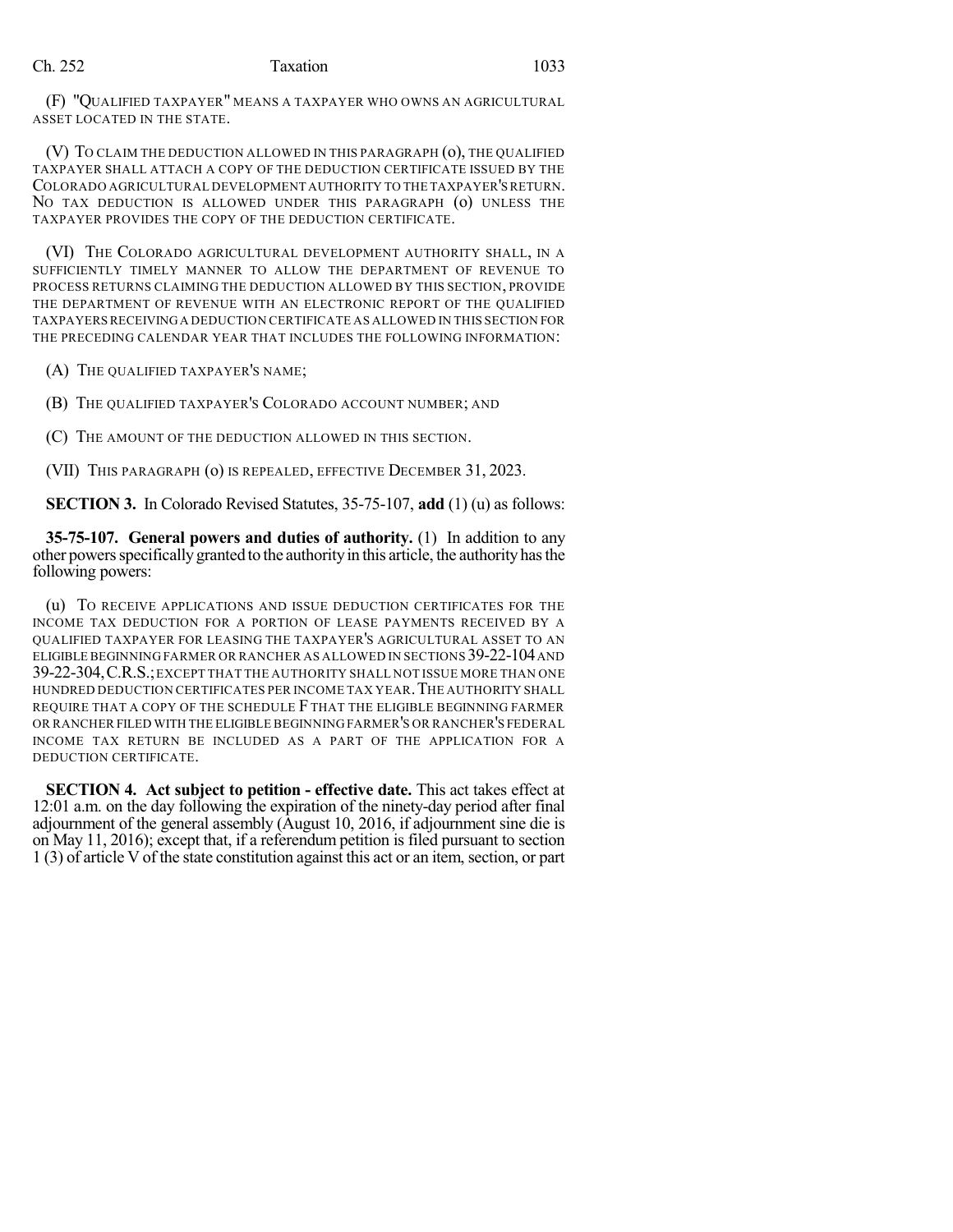(F) "QUALIFIED TAXPAYER" MEANS A TAXPAYER WHO OWNS AN AGRICULTURAL ASSET LOCATED IN THE STATE.

(V) TO CLAIM THE DEDUCTION ALLOWED IN THIS PARAGRAPH (o), THE QUALIFIED TAXPAYER SHALL ATTACH A COPY OF THE DEDUCTION CERTIFICATE ISSUED BY THE COLORADO AGRICULTURAL DEVELOPMENT AUTHORITY TO THE TAXPAYER'S RETURN. NO TAX DEDUCTION IS ALLOWED UNDER THIS PARAGRAPH (o) UNLESS THE TAXPAYER PROVIDES THE COPY OF THE DEDUCTION CERTIFICATE.

(VI) THE COLORADO AGRICULTURAL DEVELOPMENT AUTHORITY SHALL, IN A SUFFICIENTLY TIMELY MANNER TO ALLOW THE DEPARTMENT OF REVENUE TO PROCESS RETURNS CLAIMING THE DEDUCTION ALLOWED BY THIS SECTION, PROVIDE THE DEPARTMENT OF REVENUE WITH AN ELECTRONIC REPORT OF THE QUALIFIED TAXPAYERS RECEIVING A DEDUCTION CERTIFICATE AS ALLOWED IN THIS SECTION FOR THE PRECEDING CALENDAR YEAR THAT INCLUDES THE FOLLOWING INFORMATION:

(A) THE QUALIFIED TAXPAYER'S NAME;

(B) THE QUALIFIED TAXPAYER'S COLORADO ACCOUNT NUMBER; AND

(C) THE AMOUNT OF THE DEDUCTION ALLOWED IN THIS SECTION.

(VII) THIS PARAGRAPH (o) IS REPEALED, EFFECTIVE DECEMBER 31, 2023.

**SECTION 3.** In Colorado Revised Statutes, 35-75-107, **add** (1) (u) as follows:

**35-75-107. General powers and duties of authority.** (1) In addition to any other powers specifically granted to the authority in this article, the authority has the following powers:

(u) TO RECEIVE APPLICATIONS AND ISSUE DEDUCTION CERTIFICATES FOR THE INCOME TAX DEDUCTION FOR A PORTION OF LEASE PAYMENTS RECEIVED BY A QUALIFIED TAXPAYER FOR LEASING THE TAXPAYER'S AGRICULTURAL ASSET TO AN ELIGIBLE BEGINNING FARMER OR RANCHER AS ALLOWED IN SECTIONS 39-22-104 AND 39-22-304, C.R.S.; EXCEPT THAT THE AUTHORITY SHALL NOT ISSUE MORE THAN ONE HUNDRED DEDUCTION CERTIFICATES PER INCOME TAX YEAR. THE AUTHORITY SHALL REQUIRE THAT A COPY OF THE SCHEDULE F THAT THE ELIGIBLE BEGINNING FARMER OR RANCHER FILED WITH THE ELIGIBLE BEGINNING FARMER'S OR RANCHER'S FEDERAL INCOME TAX RETURN BE INCLUDED AS A PART OF THE APPLICATION FOR A DEDUCTION CERTIFICATE.

**SECTION 4. Act subject to petition - effective date.** This act takes effect at 12:01 a.m. on the day following the expiration of the ninety-day period after final adjournment of the general assembly (August 10, 2016, if adjournment sine die is on May 11, 2016); except that, if a referendum petition is filed pursuant to section 1 (3) of article V of the state constitution against this act or an item, section, or part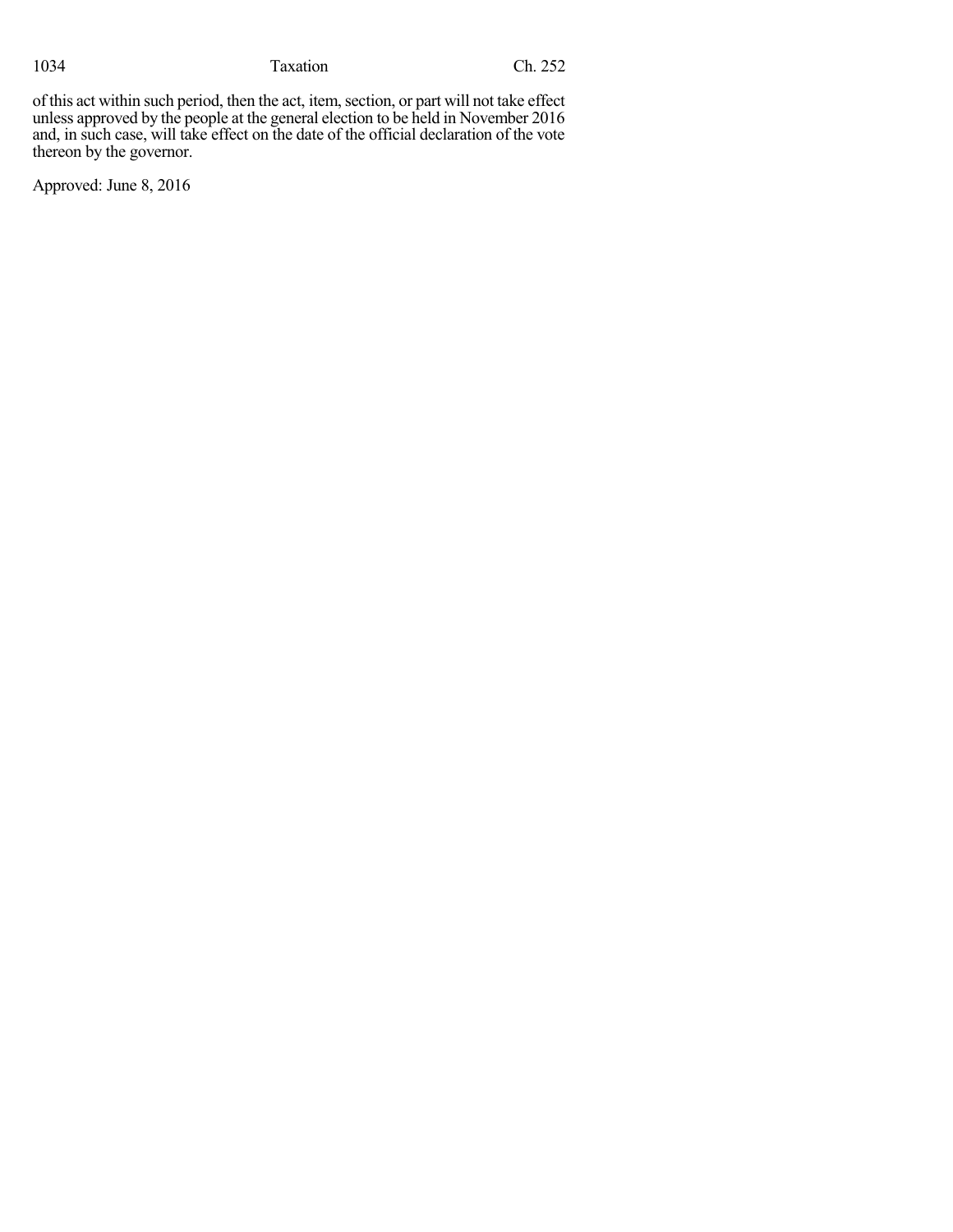of this act within such period, then the act, item, section, or part will not take effect unless approved by the people at the general election to be held in November 2016 and, in such case, will take effect on the date of the official declaration of the vote thereon by the governor.

Approved: June 8, 2016